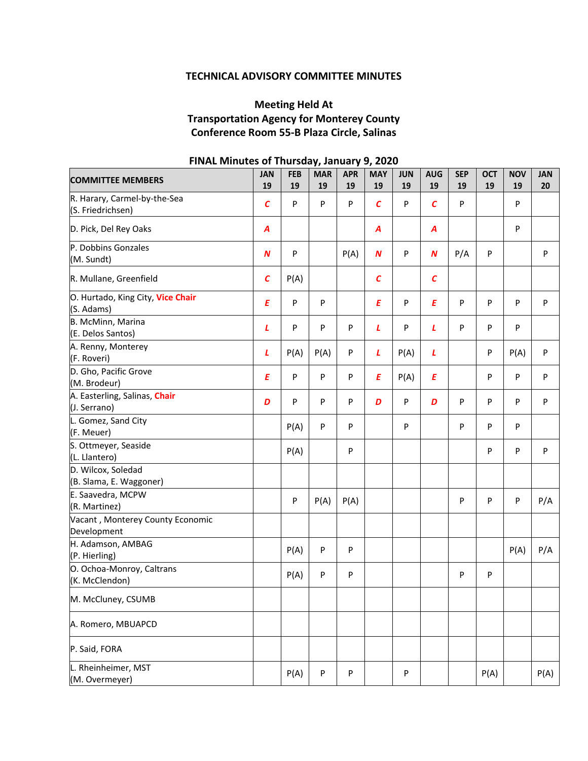**TECHNICAL ADVISORY COMMITTEE MINUTES**

**Meeting Held At**
**Transportation Agency for Monterey County**
**Conference Room 55-B Plaza Circle, Salinas**

**FINAL Minutes of Thursday, January 9, 2020**

| COMMITTEE MEMBERS | JAN 19 | FEB 19 | MAR 19 | APR 19 | MAY 19 | JUN 19 | AUG 19 | SEP 19 | OCT 19 | NOV 19 | JAN 20 |
|---|---|---|---|---|---|---|---|---|---|---|---|
| R. Harary, Carmel-by-the-Sea (S. Friedrichsen) | *C* | P | P | P | *C* | P | *C* | P | | P | |
| D. Pick, Del Rey Oaks | *A* | | | | *A* | | *A* | | | P | |
| P. Dobbins Gonzales (M. Sundt) | *N* | P | | P(A) | *N* | P | *N* | P/A | P | | P |
| R. Mullane, Greenfield | *C* | P(A) | | | *C* | | *C* | | | | |
| O. Hurtado, King City, Vice Chair (S. Adams) | *E* | P | P | | *E* | P | *E* | P | P | P | P |
| B. McMinn, Marina (E. Delos Santos) | *L* | P | P | P | *L* | P | *L* | P | P | P | |
| A. Renny, Monterey (F. Roveri) | *L* | P(A) | P(A) | P | *L* | P(A) | *L* | | P | P(A) | P |
| D. Gho, Pacific Grove (M. Brodeur) | *E* | P | P | P | *E* | P(A) | *E* | | P | P | P |
| A. Easterling, Salinas, Chair (J. Serrano) | *D* | P | P | P | *D* | P | *D* | P | P | P | P |
| L. Gomez, Sand City (F. Meuer) | | P(A) | P | P | | P | | P | P | P | |
| S. Ottmeyer, Seaside (L. Llantero) | | P(A) | | P | | | | | P | P | P |
| D. Wilcox, Soledad (B. Slama, E. Waggoner) | | | | | | | | | | | |
| E. Saavedra, MCPW (R. Martinez) | | P | P(A) | P(A) | | | | P | P | P | P/A |
| Vacant , Monterey County Economic Development | | | | | | | | | | | |
| H. Adamson, AMBAG (P. Hierling) | | P(A) | P | P | | | | | | P(A) | P/A |
| O. Ochoa-Monroy, Caltrans (K. McClendon) | | P(A) | P | P | | | | P | P | | |
| M. McCluney, CSUMB | | | | | | | | | | | |
| A. Romero, MBUAPCD | | | | | | | | | | | |
| P. Said, FORA | | | | | | | | | | | |
| L. Rheinheimer, MST (M. Overmeyer) | | P(A) | P | P | | P | | | P(A) | | P(A) |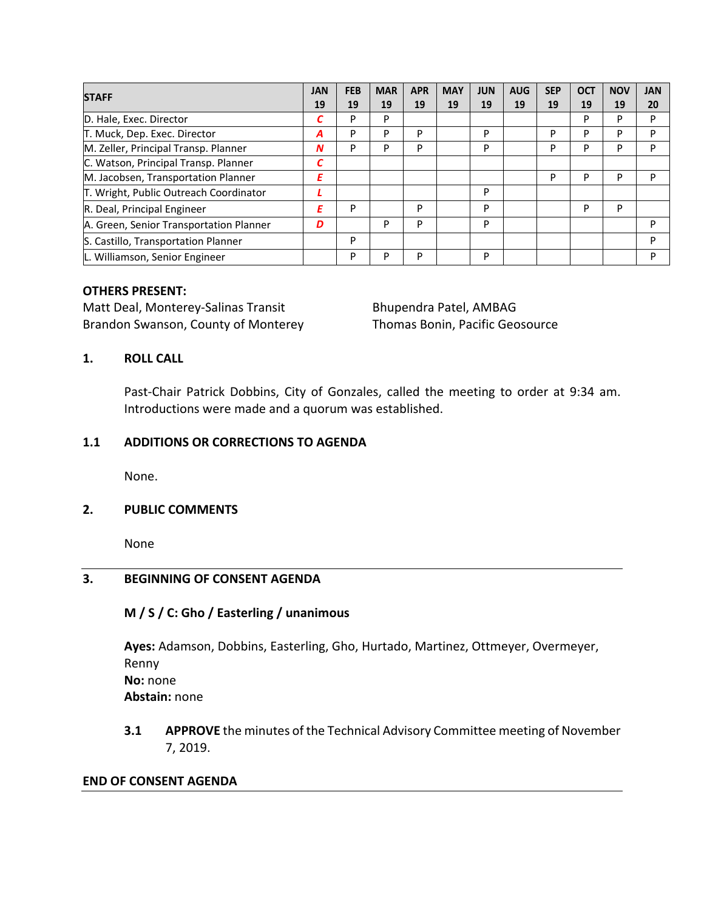| STAFF | JAN 19 | FEB 19 | MAR 19 | APR 19 | MAY 19 | JUN 19 | AUG 19 | SEP 19 | OCT 19 | NOV 19 | JAN 20 |
|---|---|---|---|---|---|---|---|---|---|---|---|
| D. Hale, Exec. Director | C | P | P | | | | | | P | P | P |
| T. Muck, Dep. Exec. Director | A | P | P | P | | P | | P | P | P | P |
| M. Zeller, Principal Transp. Planner | N | P | P | P | | P | | P | P | P | P |
| C. Watson, Principal Transp. Planner | C | | | | | | | | | | |
| M. Jacobsen, Transportation Planner | E | | | | | | | P | P | P | P |
| T. Wright, Public Outreach Coordinator | L | | | | | P | | | | | |
| R. Deal, Principal Engineer | E | P | | P | | P | | | P | P | |
| A. Green, Senior Transportation Planner | D | | P | P | | P | | | | | P |
| S. Castillo, Transportation Planner | | P | | | | | | | | | P |
| L. Williamson, Senior Engineer | | P | P | P | | P | | | | | P |

**OTHERS PRESENT:**

Matt Deal, Monterey-Salinas Transit
Brandon Swanson, County of Monterey
Bhupendra Patel, AMBAG
Thomas Bonin, Pacific Geosource

## 1. ROLL CALL

Past-Chair Patrick Dobbins, City of Gonzales, called the meeting to order at 9:34 am. Introductions were made and a quorum was established.

## 1.1 ADDITIONS OR CORRECTIONS TO AGENDA

None.

## 2. PUBLIC COMMENTS

None

---

## 3. BEGINNING OF CONSENT AGENDA

**M / S / C: Gho / Easterling / unanimous**

**Ayes:** Adamson, Dobbins, Easterling, Gho, Hurtado, Martinez, Ottmeyer, Overmeyer, Renny
**No:** none
**Abstain:** none

**3.1 APPROVE** the minutes of the Technical Advisory Committee meeting of November 7, 2019.

**END OF CONSENT AGENDA**

---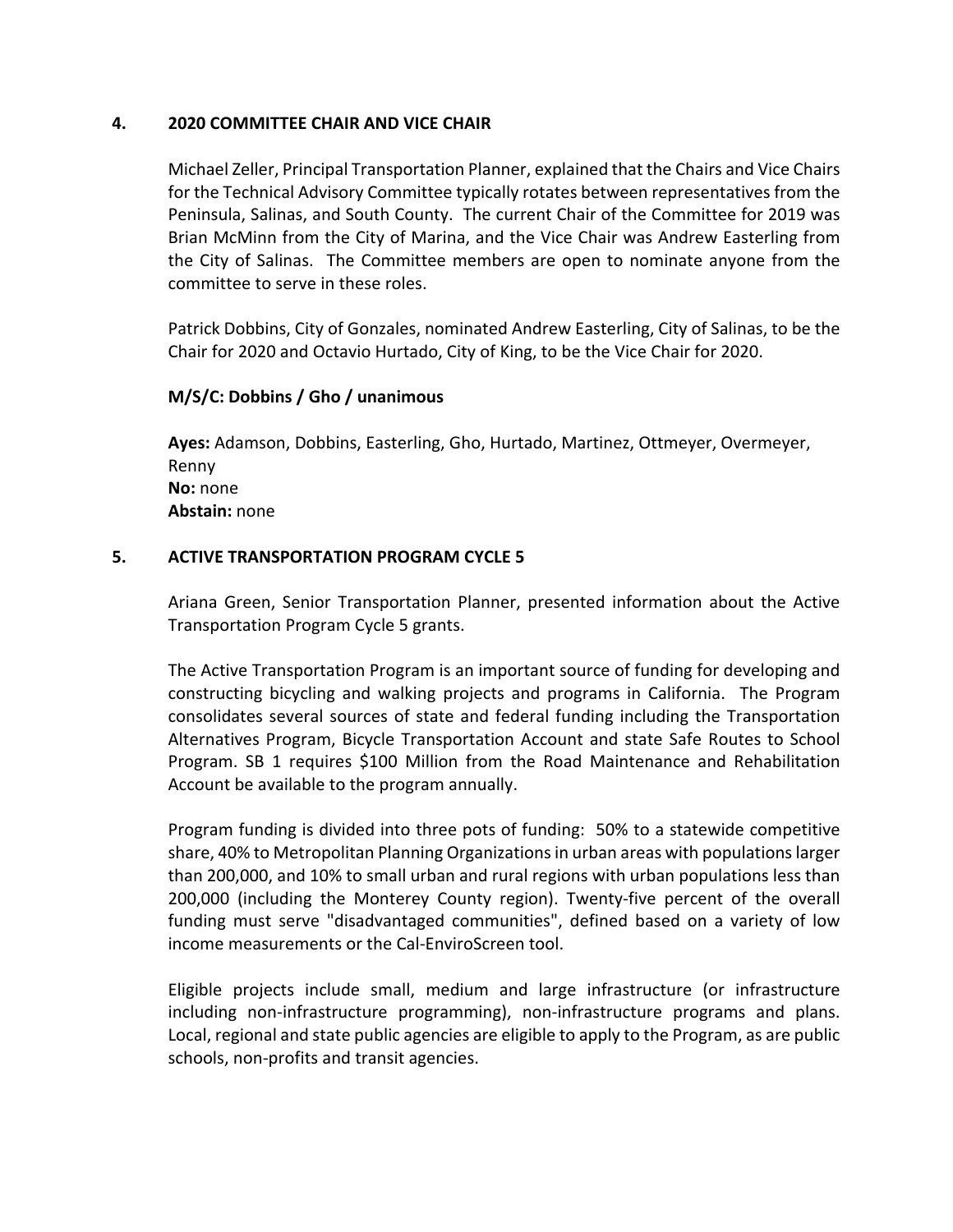## 4. 2020 COMMITTEE CHAIR AND VICE CHAIR

Michael Zeller, Principal Transportation Planner, explained that the Chairs and Vice Chairs for the Technical Advisory Committee typically rotates between representatives from the Peninsula, Salinas, and South County. The current Chair of the Committee for 2019 was Brian McMinn from the City of Marina, and the Vice Chair was Andrew Easterling from the City of Salinas. The Committee members are open to nominate anyone from the committee to serve in these roles.

Patrick Dobbins, City of Gonzales, nominated Andrew Easterling, City of Salinas, to be the Chair for 2020 and Octavio Hurtado, City of King, to be the Vice Chair for 2020.

**M/S/C: Dobbins / Gho / unanimous**

**Ayes:** Adamson, Dobbins, Easterling, Gho, Hurtado, Martinez, Ottmeyer, Overmeyer, Renny
**No:** none
**Abstain:** none

## 5. ACTIVE TRANSPORTATION PROGRAM CYCLE 5

Ariana Green, Senior Transportation Planner, presented information about the Active Transportation Program Cycle 5 grants.

The Active Transportation Program is an important source of funding for developing and constructing bicycling and walking projects and programs in California. The Program consolidates several sources of state and federal funding including the Transportation Alternatives Program, Bicycle Transportation Account and state Safe Routes to School Program. SB 1 requires $100 Million from the Road Maintenance and Rehabilitation Account be available to the program annually.

Program funding is divided into three pots of funding: 50% to a statewide competitive share, 40% to Metropolitan Planning Organizations in urban areas with populations larger than 200,000, and 10% to small urban and rural regions with urban populations less than 200,000 (including the Monterey County region). Twenty-five percent of the overall funding must serve "disadvantaged communities", defined based on a variety of low income measurements or the Cal-EnviroScreen tool.

Eligible projects include small, medium and large infrastructure (or infrastructure including non-infrastructure programming), non-infrastructure programs and plans. Local, regional and state public agencies are eligible to apply to the Program, as are public schools, non-profits and transit agencies.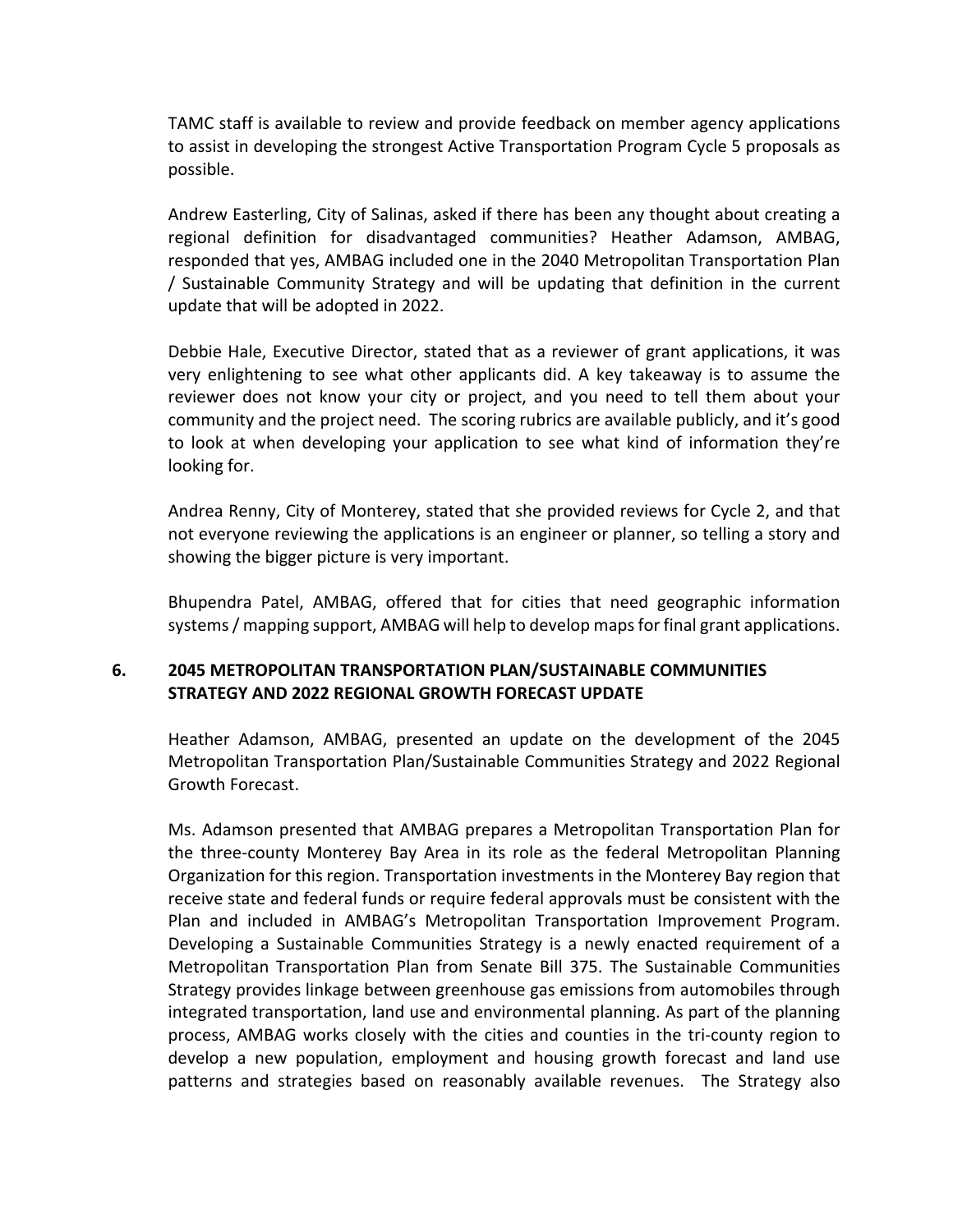TAMC staff is available to review and provide feedback on member agency applications to assist in developing the strongest Active Transportation Program Cycle 5 proposals as possible.

Andrew Easterling, City of Salinas, asked if there has been any thought about creating a regional definition for disadvantaged communities? Heather Adamson, AMBAG, responded that yes, AMBAG included one in the 2040 Metropolitan Transportation Plan / Sustainable Community Strategy and will be updating that definition in the current update that will be adopted in 2022.

Debbie Hale, Executive Director, stated that as a reviewer of grant applications, it was very enlightening to see what other applicants did. A key takeaway is to assume the reviewer does not know your city or project, and you need to tell them about your community and the project need. The scoring rubrics are available publicly, and it's good to look at when developing your application to see what kind of information they're looking for.

Andrea Renny, City of Monterey, stated that she provided reviews for Cycle 2, and that not everyone reviewing the applications is an engineer or planner, so telling a story and showing the bigger picture is very important.

Bhupendra Patel, AMBAG, offered that for cities that need geographic information systems / mapping support, AMBAG will help to develop maps for final grant applications.

## 6. 2045 METROPOLITAN TRANSPORTATION PLAN/SUSTAINABLE COMMUNITIES STRATEGY AND 2022 REGIONAL GROWTH FORECAST UPDATE

Heather Adamson, AMBAG, presented an update on the development of the 2045 Metropolitan Transportation Plan/Sustainable Communities Strategy and 2022 Regional Growth Forecast.

Ms. Adamson presented that AMBAG prepares a Metropolitan Transportation Plan for the three-county Monterey Bay Area in its role as the federal Metropolitan Planning Organization for this region. Transportation investments in the Monterey Bay region that receive state and federal funds or require federal approvals must be consistent with the Plan and included in AMBAG's Metropolitan Transportation Improvement Program. Developing a Sustainable Communities Strategy is a newly enacted requirement of a Metropolitan Transportation Plan from Senate Bill 375. The Sustainable Communities Strategy provides linkage between greenhouse gas emissions from automobiles through integrated transportation, land use and environmental planning. As part of the planning process, AMBAG works closely with the cities and counties in the tri-county region to develop a new population, employment and housing growth forecast and land use patterns and strategies based on reasonably available revenues. The Strategy also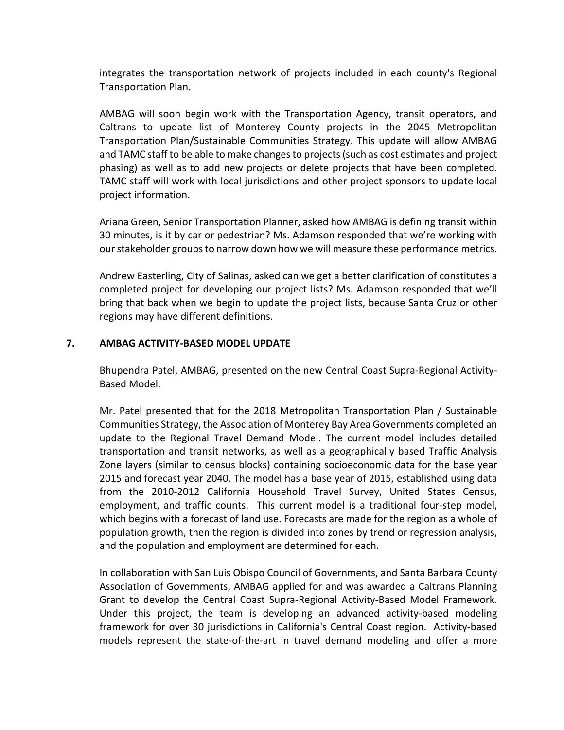integrates the transportation network of projects included in each county's Regional Transportation Plan.

AMBAG will soon begin work with the Transportation Agency, transit operators, and Caltrans to update list of Monterey County projects in the 2045 Metropolitan Transportation Plan/Sustainable Communities Strategy. This update will allow AMBAG and TAMC staff to be able to make changes to projects (such as cost estimates and project phasing) as well as to add new projects or delete projects that have been completed. TAMC staff will work with local jurisdictions and other project sponsors to update local project information.

Ariana Green, Senior Transportation Planner, asked how AMBAG is defining transit within 30 minutes, is it by car or pedestrian? Ms. Adamson responded that we're working with our stakeholder groups to narrow down how we will measure these performance metrics.

Andrew Easterling, City of Salinas, asked can we get a better clarification of constitutes a completed project for developing our project lists? Ms. Adamson responded that we'll bring that back when we begin to update the project lists, because Santa Cruz or other regions may have different definitions.

**7. AMBAG ACTIVITY-BASED MODEL UPDATE**

Bhupendra Patel, AMBAG, presented on the new Central Coast Supra-Regional Activity-Based Model.

Mr. Patel presented that for the 2018 Metropolitan Transportation Plan / Sustainable Communities Strategy, the Association of Monterey Bay Area Governments completed an update to the Regional Travel Demand Model. The current model includes detailed transportation and transit networks, as well as a geographically based Traffic Analysis Zone layers (similar to census blocks) containing socioeconomic data for the base year 2015 and forecast year 2040. The model has a base year of 2015, established using data from the 2010-2012 California Household Travel Survey, United States Census, employment, and traffic counts. This current model is a traditional four-step model, which begins with a forecast of land use. Forecasts are made for the region as a whole of population growth, then the region is divided into zones by trend or regression analysis, and the population and employment are determined for each.

In collaboration with San Luis Obispo Council of Governments, and Santa Barbara County Association of Governments, AMBAG applied for and was awarded a Caltrans Planning Grant to develop the Central Coast Supra-Regional Activity-Based Model Framework. Under this project, the team is developing an advanced activity-based modeling framework for over 30 jurisdictions in California's Central Coast region. Activity-based models represent the state-of-the-art in travel demand modeling and offer a more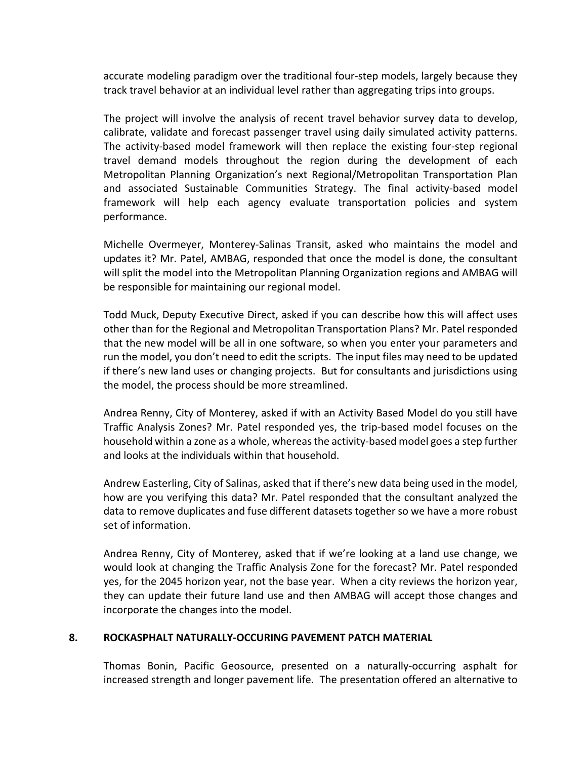accurate modeling paradigm over the traditional four-step models, largely because they track travel behavior at an individual level rather than aggregating trips into groups.

The project will involve the analysis of recent travel behavior survey data to develop, calibrate, validate and forecast passenger travel using daily simulated activity patterns. The activity-based model framework will then replace the existing four-step regional travel demand models throughout the region during the development of each Metropolitan Planning Organization's next Regional/Metropolitan Transportation Plan and associated Sustainable Communities Strategy. The final activity-based model framework will help each agency evaluate transportation policies and system performance.

Michelle Overmeyer, Monterey-Salinas Transit, asked who maintains the model and updates it? Mr. Patel, AMBAG, responded that once the model is done, the consultant will split the model into the Metropolitan Planning Organization regions and AMBAG will be responsible for maintaining our regional model.

Todd Muck, Deputy Executive Direct, asked if you can describe how this will affect uses other than for the Regional and Metropolitan Transportation Plans? Mr. Patel responded that the new model will be all in one software, so when you enter your parameters and run the model, you don't need to edit the scripts. The input files may need to be updated if there's new land uses or changing projects. But for consultants and jurisdictions using the model, the process should be more streamlined.

Andrea Renny, City of Monterey, asked if with an Activity Based Model do you still have Traffic Analysis Zones? Mr. Patel responded yes, the trip-based model focuses on the household within a zone as a whole, whereas the activity-based model goes a step further and looks at the individuals within that household.

Andrew Easterling, City of Salinas, asked that if there's new data being used in the model, how are you verifying this data? Mr. Patel responded that the consultant analyzed the data to remove duplicates and fuse different datasets together so we have a more robust set of information.

Andrea Renny, City of Monterey, asked that if we're looking at a land use change, we would look at changing the Traffic Analysis Zone for the forecast? Mr. Patel responded yes, for the 2045 horizon year, not the base year. When a city reviews the horizon year, they can update their future land use and then AMBAG will accept those changes and incorporate the changes into the model.

## 8. ROCKASPHALT NATURALLY-OCCURING PAVEMENT PATCH MATERIAL

Thomas Bonin, Pacific Geosource, presented on a naturally-occurring asphalt for increased strength and longer pavement life. The presentation offered an alternative to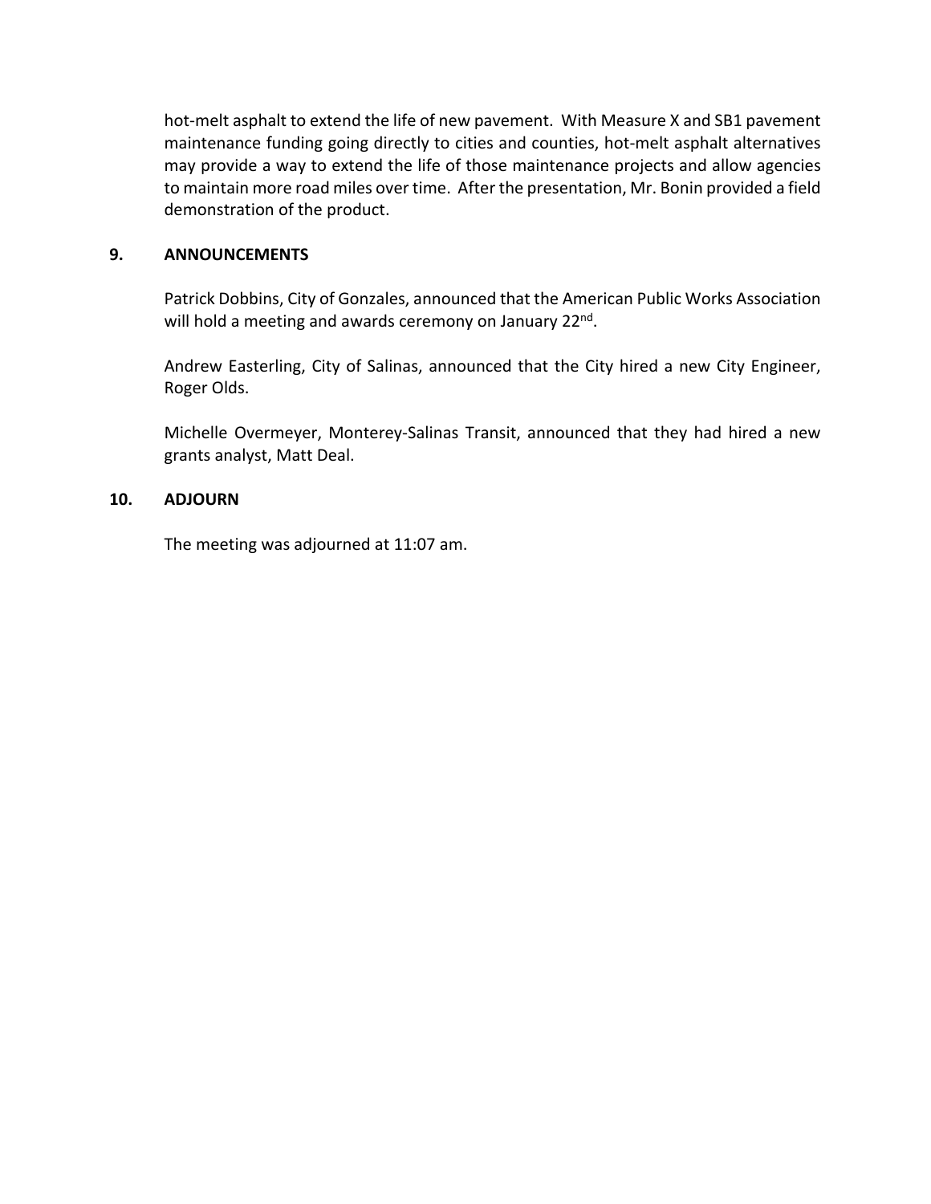hot-melt asphalt to extend the life of new pavement. With Measure X and SB1 pavement maintenance funding going directly to cities and counties, hot-melt asphalt alternatives may provide a way to extend the life of those maintenance projects and allow agencies to maintain more road miles over time. After the presentation, Mr. Bonin provided a field demonstration of the product.

**9. ANNOUNCEMENTS**

Patrick Dobbins, City of Gonzales, announced that the American Public Works Association will hold a meeting and awards ceremony on January 22nd.

Andrew Easterling, City of Salinas, announced that the City hired a new City Engineer, Roger Olds.

Michelle Overmeyer, Monterey-Salinas Transit, announced that they had hired a new grants analyst, Matt Deal.

**10. ADJOURN**

The meeting was adjourned at 11:07 am.